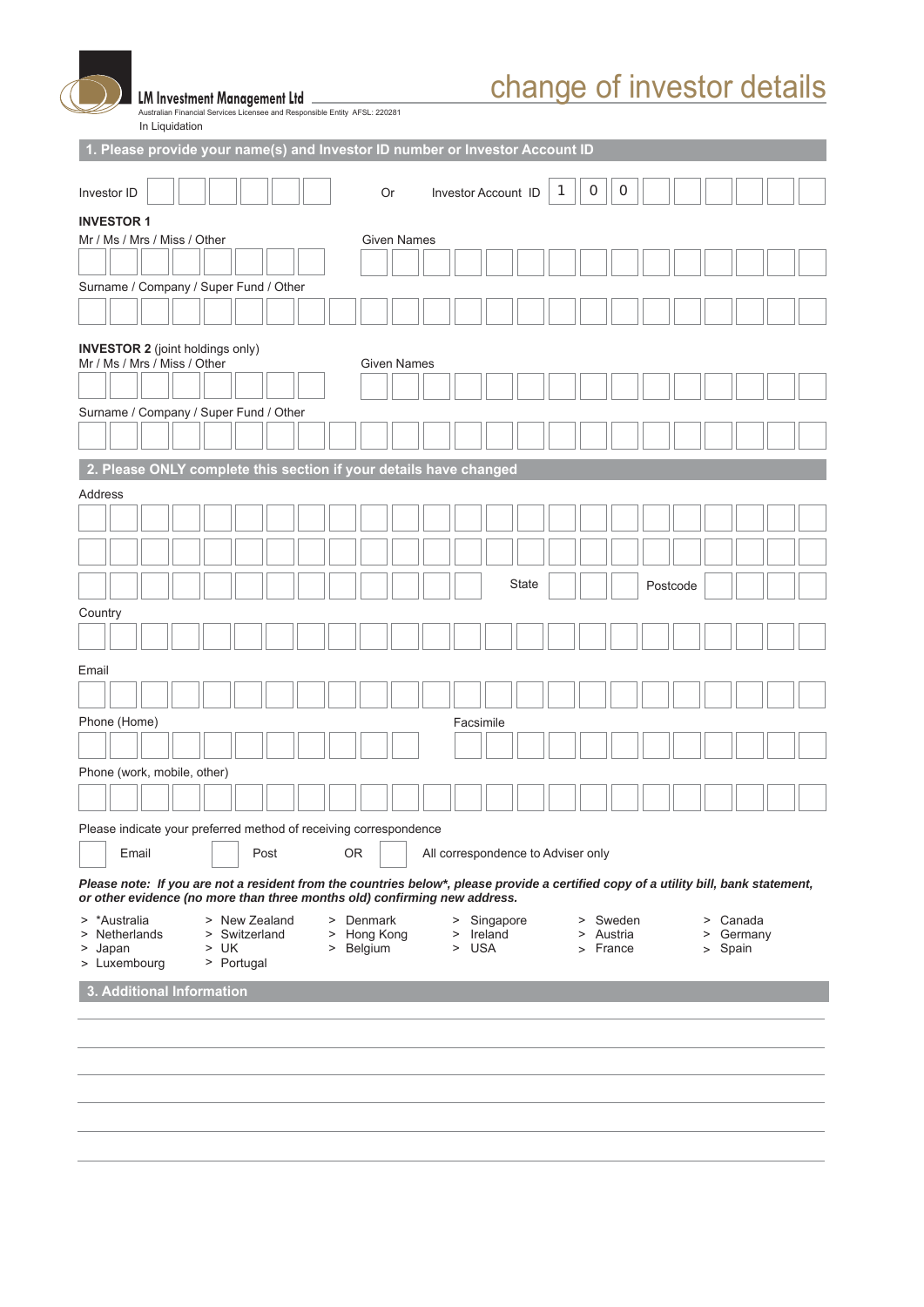**LM Investment Management Ltd**
Australian Financial Services Licensee and Responsible Entity AFSL: 220281
In Liquidation

# change of investor details

## 1. Please provide your name(s) and Investor ID number or Investor Account ID

Investor ID Or Investor Account ID 1 0 0

**INVESTOR 1**

Mr / Ms / Mrs / Miss / Other

Given Names

Surname / Company / Super Fund / Other

**INVESTOR 2** (joint holdings only)

Mr / Ms / Mrs / Miss / Other

Given Names

Surname / Company / Super Fund / Other

## 2. Please ONLY complete this section if your details have changed

Address

State

Postcode

Country

Email

Phone (Home)

Facsimile

Phone (work, mobile, other)

Please indicate your preferred method of receiving correspondence

Email Post OR All correspondence to Adviser only

***Please note: If you are not a resident from the countries below*, please provide a certified copy of a utility bill, bank statement, or other evidence (no more than three months old) confirming new address.***

- > *Australia
- > Netherlands
- > Japan
- > Luxembourg
- > New Zealand
- > Switzerland
- > UK
- > Portugal
- > Denmark
- > Hong Kong
- > Belgium
- > Singapore
- > Ireland
- > USA
- > Sweden
- > Austria
- > France
- > Canada
- > Germany
- > Spain

## 3. Additional Information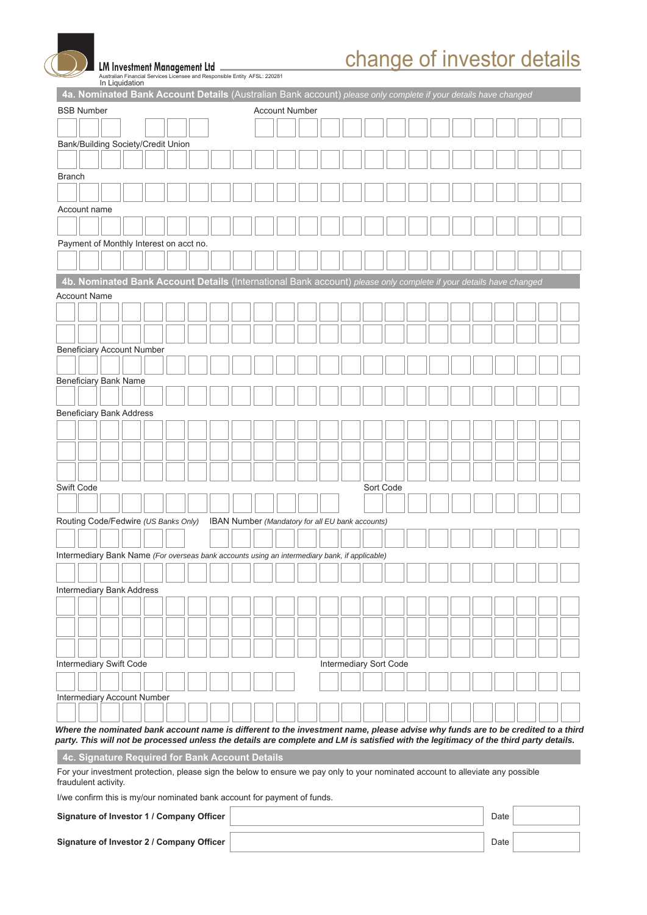LM Investment Management Ltd
Australian Financial Services Licensee and Responsible Entity AFSL: 220281
In Liquidation

# change of investor details

## 4a. Nominated Bank Account Details (Australian Bank account) *please only complete if your details have changed*

BSB Number

Account Number

Bank/Building Society/Credit Union

Branch

Account name

Payment of Monthly Interest on acct no.

## 4b. Nominated Bank Account Details (International Bank account) *please only complete if your details have changed*

Account Name

Beneficiary Account Number

Beneficiary Bank Name

Beneficiary Bank Address

Swift Code

Sort Code

Routing Code/Fedwire *(US Banks Only)*

IBAN Number *(Mandatory for all EU bank accounts)*

Intermediary Bank Name *(For overseas bank accounts using an intermediary bank, if applicable)*

Intermediary Bank Address

Intermediary Swift Code

Intermediary Sort Code

Intermediary Account Number

***Where the nominated bank account name is different to the investment name, please advise why funds are to be credited to a third party. This will not be processed unless the details are complete and LM is satisfied with the legitimacy of the third party details.***

## 4c. Signature Required for Bank Account Details

For your investment protection, please sign the below to ensure we pay only to your nominated account to alleviate any possible fraudulent activity.

I/we confirm this is my/our nominated bank account for payment of funds.

| | | | |
|---|---|---|---|
| **Signature of Investor 1 / Company Officer** | | Date | |
| **Signature of Investor 2 / Company Officer** | | Date | |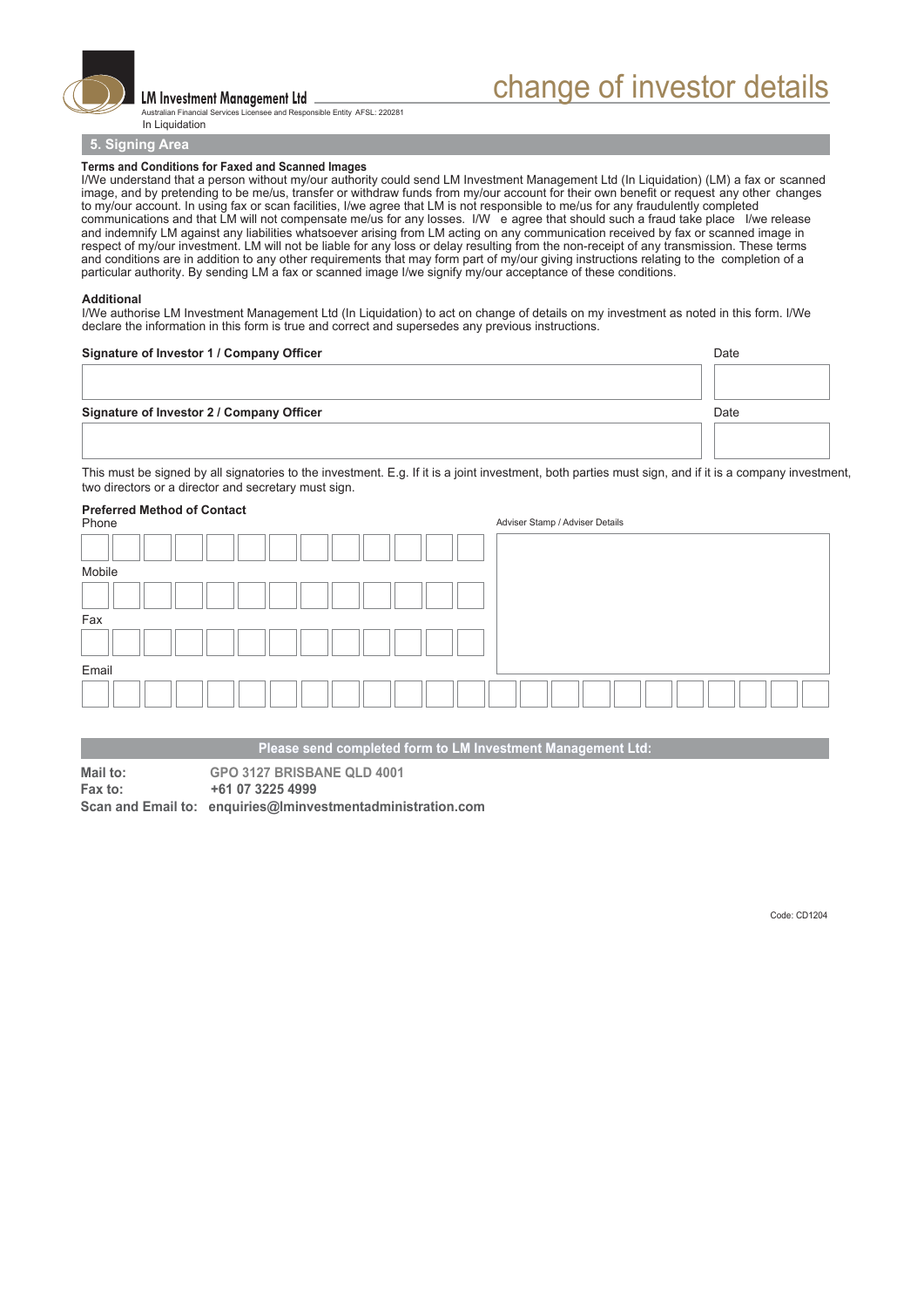LM Investment Management Ltd

Australian Financial Services Licensee and Responsible Entity AFSL: 220281

In Liquidation

# change of investor details

## 5. Signing Area

**Terms and Conditions for Faxed and Scanned Images**

I/We understand that a person without my/our authority could send LM Investment Management Ltd (In Liquidation) (LM) a fax or scanned image, and by pretending to be me/us, transfer or withdraw funds from my/our account for their own benefit or request any other changes to my/our account. In using fax or scan facilities, I/we agree that LM is not responsible to me/us for any fraudulently completed communications and that LM will not compensate me/us for any losses. I/We agree that should such a fraud take place I/we release and indemnify LM against any liabilities whatsoever arising from LM acting on any communication received by fax or scanned image in respect of my/our investment. LM will not be liable for any loss or delay resulting from the non-receipt of any transmission. These terms and conditions are in addition to any other requirements that may form part of my/our giving instructions relating to the completion of a particular authority. By sending LM a fax or scanned image I/we signify my/our acceptance of these conditions.

**Additional**

I/We authorise LM Investment Management Ltd (In Liquidation) to act on change of details on my investment as noted in this form. I/We declare the information in this form is true and correct and supersedes any previous instructions.

| **Signature of Investor 1 / Company Officer** | Date |
|---|---|
| | |

| **Signature of Investor 2 / Company Officer** | Date |
|---|---|
| | |

This must be signed by all signatories to the investment. E.g. If it is a joint investment, both parties must sign, and if it is a company investment, two directors or a director and secretary must sign.

**Preferred Method of Contact**

Phone

Mobile

Fax

Email

Adviser Stamp / Adviser Details

**Please send completed form to LM Investment Management Ltd:**

**Mail to:** GPO 3127 BRISBANE QLD 4001

**Fax to:** +61 07 3225 4999

**Scan and Email to:** enquiries@lminvestmentadministration.com

Code: CD1204